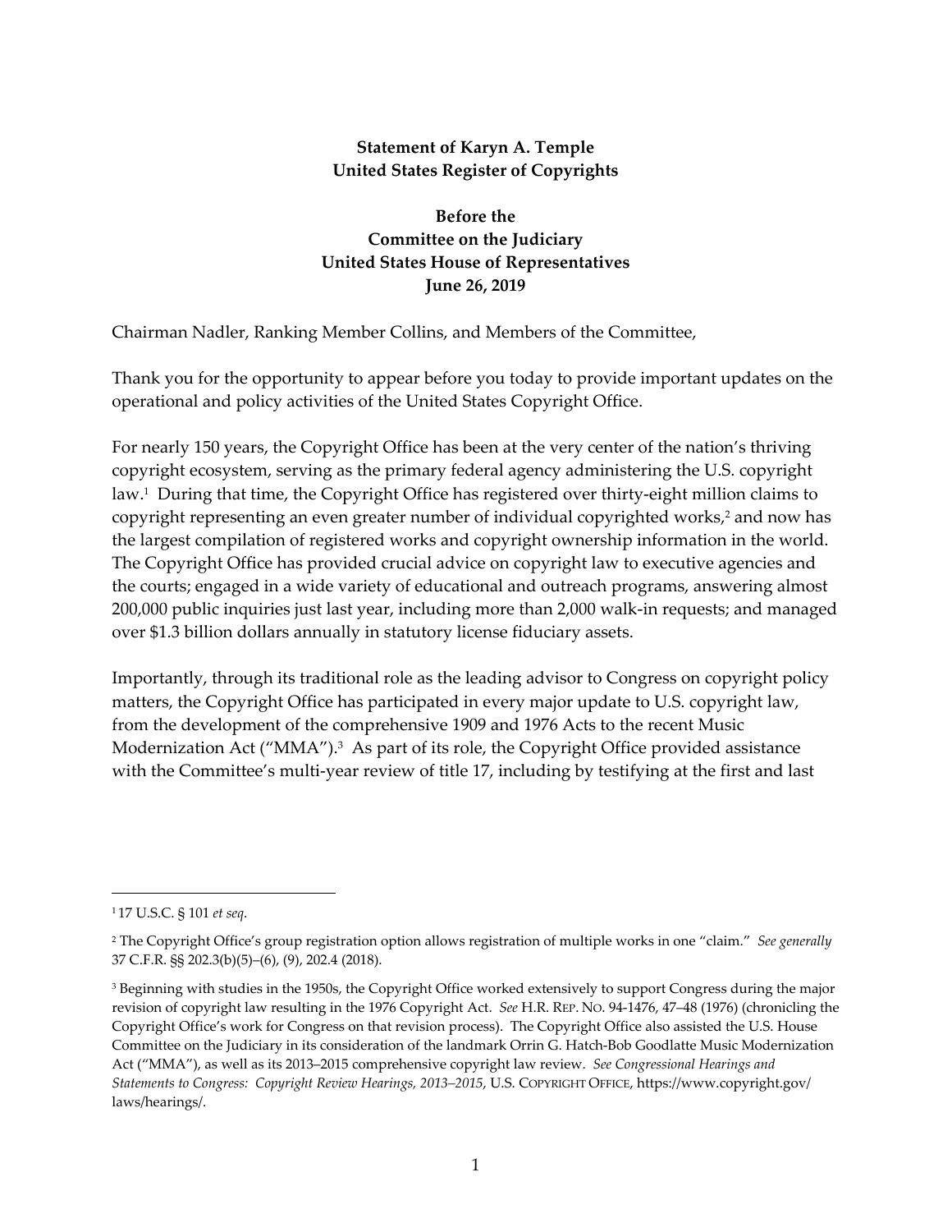**Statement of Karyn A. Temple**
**United States Register of Copyrights**

**Before the**
**Committee on the Judiciary**
**United States House of Representatives**
**June 26, 2019**

Chairman Nadler, Ranking Member Collins, and Members of the Committee,

Thank you for the opportunity to appear before you today to provide important updates on the operational and policy activities of the United States Copyright Office.

For nearly 150 years, the Copyright Office has been at the very center of the nation's thriving copyright ecosystem, serving as the primary federal agency administering the U.S. copyright law.[1] During that time, the Copyright Office has registered over thirty-eight million claims to copyright representing an even greater number of individual copyrighted works,[2] and now has the largest compilation of registered works and copyright ownership information in the world. The Copyright Office has provided crucial advice on copyright law to executive agencies and the courts; engaged in a wide variety of educational and outreach programs, answering almost 200,000 public inquiries just last year, including more than 2,000 walk-in requests; and managed over $1.3 billion dollars annually in statutory license fiduciary assets.

Importantly, through its traditional role as the leading advisor to Congress on copyright policy matters, the Copyright Office has participated in every major update to U.S. copyright law, from the development of the comprehensive 1909 and 1976 Acts to the recent Music Modernization Act ("MMA").[3] As part of its role, the Copyright Office provided assistance with the Committee's multi-year review of title 17, including by testifying at the first and last

---

[1] 17 U.S.C. § 101 *et seq*.

[2] The Copyright Office's group registration option allows registration of multiple works in one "claim." *See generally* 37 C.F.R. §§ 202.3(b)(5)–(6), (9), 202.4 (2018).

[3] Beginning with studies in the 1950s, the Copyright Office worked extensively to support Congress during the major revision of copyright law resulting in the 1976 Copyright Act. *See* H.R. REP. NO. 94-1476, 47–48 (1976) (chronicling the Copyright Office's work for Congress on that revision process). The Copyright Office also assisted the U.S. House Committee on the Judiciary in its consideration of the landmark Orrin G. Hatch-Bob Goodlatte Music Modernization Act ("MMA"), as well as its 2013–2015 comprehensive copyright law review. *See Congressional Hearings and Statements to Congress: Copyright Review Hearings, 2013–2015*, U.S. COPYRIGHT OFFICE, https://www.copyright.gov/laws/hearings/.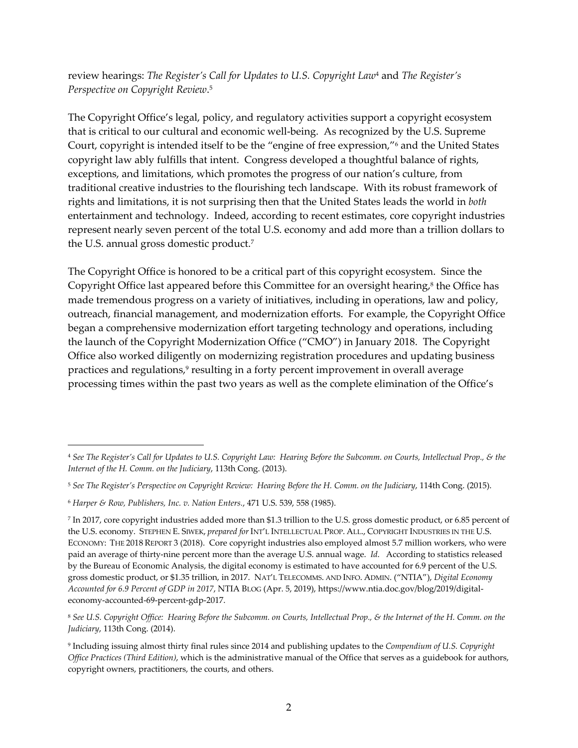review hearings: *The Register's Call for Updates to U.S. Copyright Law*[4] and *The Register's Perspective on Copyright Review*.[5]

The Copyright Office's legal, policy, and regulatory activities support a copyright ecosystem that is critical to our cultural and economic well-being. As recognized by the U.S. Supreme Court, copyright is intended itself to be the "engine of free expression,"[6] and the United States copyright law ably fulfills that intent. Congress developed a thoughtful balance of rights, exceptions, and limitations, which promotes the progress of our nation's culture, from traditional creative industries to the flourishing tech landscape. With its robust framework of rights and limitations, it is not surprising then that the United States leads the world in *both* entertainment and technology. Indeed, according to recent estimates, core copyright industries represent nearly seven percent of the total U.S. economy and add more than a trillion dollars to the U.S. annual gross domestic product.[7]

The Copyright Office is honored to be a critical part of this copyright ecosystem. Since the Copyright Office last appeared before this Committee for an oversight hearing,[8] the Office has made tremendous progress on a variety of initiatives, including in operations, law and policy, outreach, financial management, and modernization efforts. For example, the Copyright Office began a comprehensive modernization effort targeting technology and operations, including the launch of the Copyright Modernization Office ("CMO") in January 2018. The Copyright Office also worked diligently on modernizing registration procedures and updating business practices and regulations,[9] resulting in a forty percent improvement in overall average processing times within the past two years as well as the complete elimination of the Office's

---

[4] *See The Register's Call for Updates to U.S. Copyright Law: Hearing Before the Subcomm. on Courts, Intellectual Prop., & the Internet of the H. Comm. on the Judiciary*, 113th Cong. (2013).

[5] *See The Register's Perspective on Copyright Review: Hearing Before the H. Comm. on the Judiciary*, 114th Cong. (2015).

[6] *Harper & Row, Publishers, Inc. v. Nation Enters.*, 471 U.S. 539, 558 (1985).

[7] In 2017, core copyright industries added more than $1.3 trillion to the U.S. gross domestic product, or 6.85 percent of the U.S. economy. STEPHEN E. SIWEK, *prepared for* INT'L INTELLECTUAL PROP. ALL., COPYRIGHT INDUSTRIES IN THE U.S. ECONOMY: THE 2018 REPORT 3 (2018). Core copyright industries also employed almost 5.7 million workers, who were paid an average of thirty-nine percent more than the average U.S. annual wage. *Id.* According to statistics released by the Bureau of Economic Analysis, the digital economy is estimated to have accounted for 6.9 percent of the U.S. gross domestic product, or $1.35 trillion, in 2017. NAT'L TELECOMMS. AND INFO. ADMIN. ("NTIA"), *Digital Economy Accounted for 6.9 Percent of GDP in 2017*, NTIA BLOG (Apr. 5, 2019), https://www.ntia.doc.gov/blog/2019/digital-economy-accounted-69-percent-gdp-2017.

[8] *See U.S. Copyright Office: Hearing Before the Subcomm. on Courts, Intellectual Prop., & the Internet of the H. Comm. on the Judiciary*, 113th Cong. (2014).

[9] Including issuing almost thirty final rules since 2014 and publishing updates to the *Compendium of U.S. Copyright Office Practices (Third Edition)*, which is the administrative manual of the Office that serves as a guidebook for authors, copyright owners, practitioners, the courts, and others.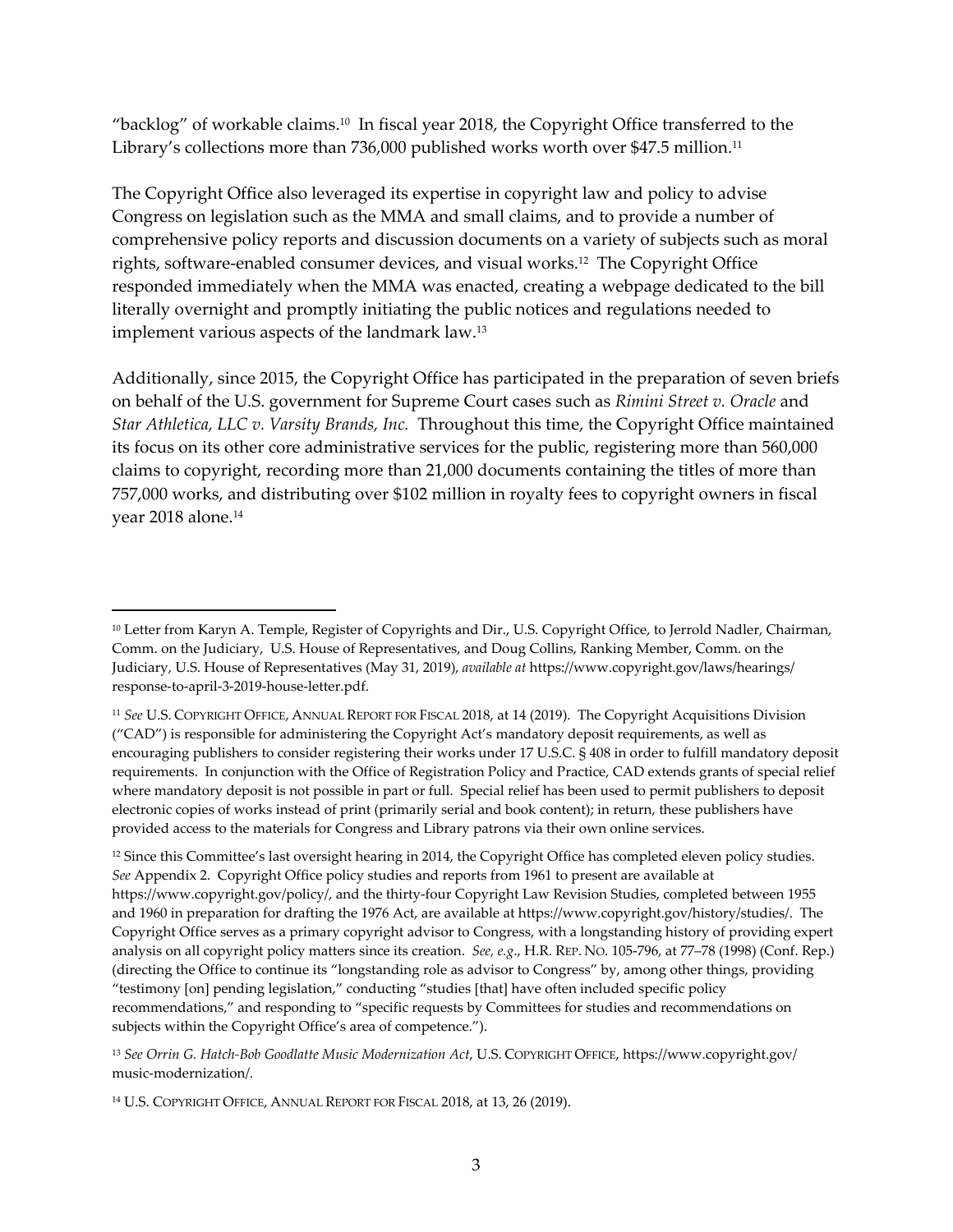"backlog" of workable claims.[10] In fiscal year 2018, the Copyright Office transferred to the Library's collections more than 736,000 published works worth over $47.5 million.[11]

The Copyright Office also leveraged its expertise in copyright law and policy to advise Congress on legislation such as the MMA and small claims, and to provide a number of comprehensive policy reports and discussion documents on a variety of subjects such as moral rights, software-enabled consumer devices, and visual works.[12] The Copyright Office responded immediately when the MMA was enacted, creating a webpage dedicated to the bill literally overnight and promptly initiating the public notices and regulations needed to implement various aspects of the landmark law.[13]

Additionally, since 2015, the Copyright Office has participated in the preparation of seven briefs on behalf of the U.S. government for Supreme Court cases such as *Rimini Street v. Oracle* and *Star Athletica, LLC v. Varsity Brands, Inc.* Throughout this time, the Copyright Office maintained its focus on its other core administrative services for the public, registering more than 560,000 claims to copyright, recording more than 21,000 documents containing the titles of more than 757,000 works, and distributing over $102 million in royalty fees to copyright owners in fiscal year 2018 alone.[14]

---

[10] Letter from Karyn A. Temple, Register of Copyrights and Dir., U.S. Copyright Office, to Jerrold Nadler, Chairman, Comm. on the Judiciary, U.S. House of Representatives, and Doug Collins, Ranking Member, Comm. on the Judiciary, U.S. House of Representatives (May 31, 2019), *available at* https://www.copyright.gov/laws/hearings/response-to-april-3-2019-house-letter.pdf.

[11] *See* U.S. COPYRIGHT OFFICE, ANNUAL REPORT FOR FISCAL 2018, at 14 (2019). The Copyright Acquisitions Division ("CAD") is responsible for administering the Copyright Act's mandatory deposit requirements, as well as encouraging publishers to consider registering their works under 17 U.S.C. § 408 in order to fulfill mandatory deposit requirements. In conjunction with the Office of Registration Policy and Practice, CAD extends grants of special relief where mandatory deposit is not possible in part or full. Special relief has been used to permit publishers to deposit electronic copies of works instead of print (primarily serial and book content); in return, these publishers have provided access to the materials for Congress and Library patrons via their own online services.

[12] Since this Committee's last oversight hearing in 2014, the Copyright Office has completed eleven policy studies. *See* Appendix 2. Copyright Office policy studies and reports from 1961 to present are available at https://www.copyright.gov/policy/, and the thirty-four Copyright Law Revision Studies, completed between 1955 and 1960 in preparation for drafting the 1976 Act, are available at https://www.copyright.gov/history/studies/. The Copyright Office serves as a primary copyright advisor to Congress, with a longstanding history of providing expert analysis on all copyright policy matters since its creation. *See, e.g.*, H.R. REP. NO. 105-796, at 77–78 (1998) (Conf. Rep.) (directing the Office to continue its "longstanding role as advisor to Congress" by, among other things, providing "testimony [on] pending legislation," conducting "studies [that] have often included specific policy recommendations," and responding to "specific requests by Committees for studies and recommendations on subjects within the Copyright Office's area of competence.").

[13] *See Orrin G. Hatch-Bob Goodlatte Music Modernization Act*, U.S. COPYRIGHT OFFICE, https://www.copyright.gov/music-modernization/.

[14] U.S. COPYRIGHT OFFICE, ANNUAL REPORT FOR FISCAL 2018, at 13, 26 (2019).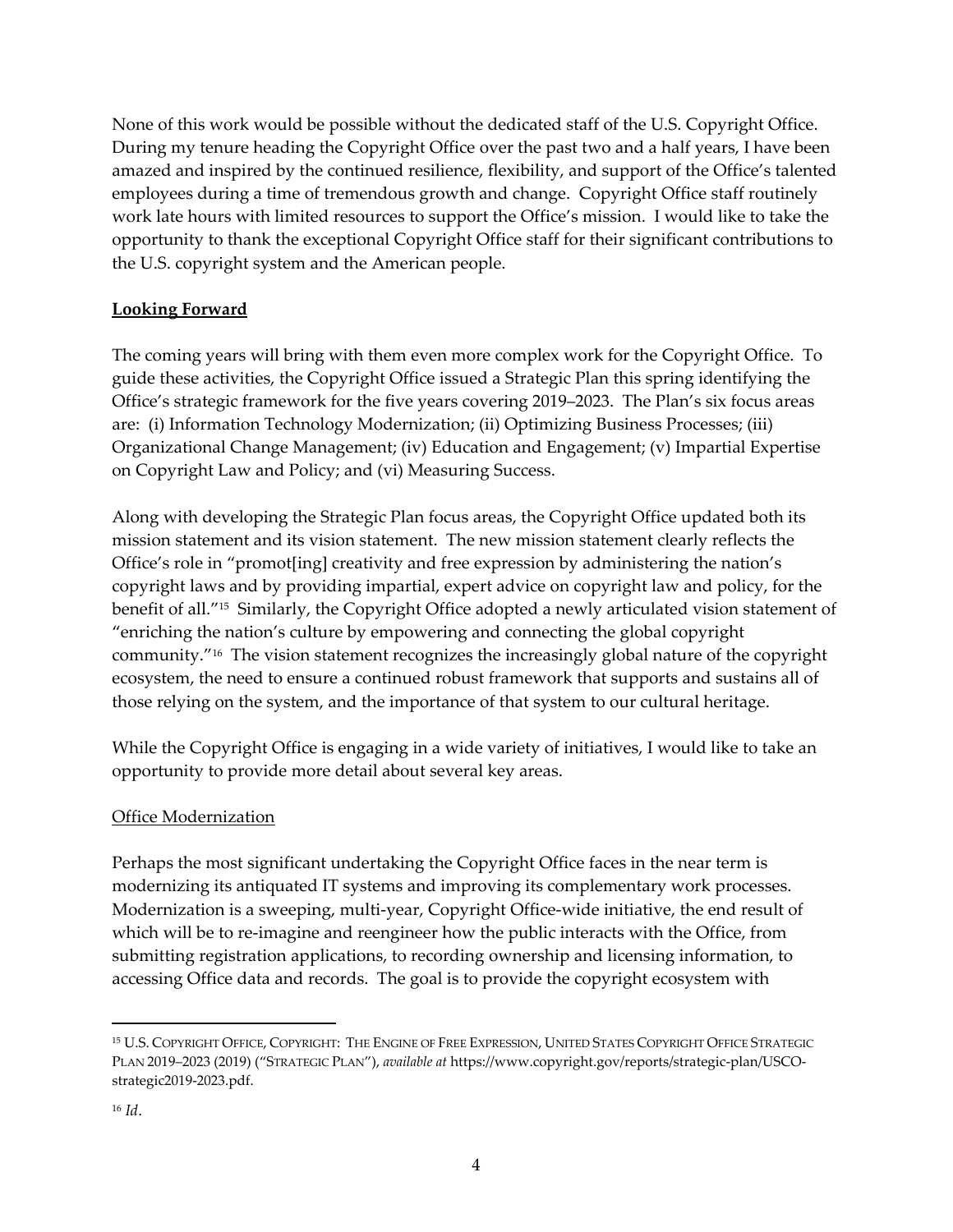None of this work would be possible without the dedicated staff of the U.S. Copyright Office. During my tenure heading the Copyright Office over the past two and a half years, I have been amazed and inspired by the continued resilience, flexibility, and support of the Office's talented employees during a time of tremendous growth and change. Copyright Office staff routinely work late hours with limited resources to support the Office's mission. I would like to take the opportunity to thank the exceptional Copyright Office staff for their significant contributions to the U.S. copyright system and the American people.

## **Looking Forward**

The coming years will bring with them even more complex work for the Copyright Office. To guide these activities, the Copyright Office issued a Strategic Plan this spring identifying the Office's strategic framework for the five years covering 2019–2023. The Plan's six focus areas are: (i) Information Technology Modernization; (ii) Optimizing Business Processes; (iii) Organizational Change Management; (iv) Education and Engagement; (v) Impartial Expertise on Copyright Law and Policy; and (vi) Measuring Success.

Along with developing the Strategic Plan focus areas, the Copyright Office updated both its mission statement and its vision statement. The new mission statement clearly reflects the Office's role in "promot[ing] creativity and free expression by administering the nation's copyright laws and by providing impartial, expert advice on copyright law and policy, for the benefit of all."[15] Similarly, the Copyright Office adopted a newly articulated vision statement of "enriching the nation's culture by empowering and connecting the global copyright community."[16] The vision statement recognizes the increasingly global nature of the copyright ecosystem, the need to ensure a continued robust framework that supports and sustains all of those relying on the system, and the importance of that system to our cultural heritage.

While the Copyright Office is engaging in a wide variety of initiatives, I would like to take an opportunity to provide more detail about several key areas.

### Office Modernization

Perhaps the most significant undertaking the Copyright Office faces in the near term is modernizing its antiquated IT systems and improving its complementary work processes. Modernization is a sweeping, multi-year, Copyright Office-wide initiative, the end result of which will be to re-imagine and reengineer how the public interacts with the Office, from submitting registration applications, to recording ownership and licensing information, to accessing Office data and records. The goal is to provide the copyright ecosystem with

---

[15] U.S. COPYRIGHT OFFICE, COPYRIGHT: THE ENGINE OF FREE EXPRESSION, UNITED STATES COPYRIGHT OFFICE STRATEGIC PLAN 2019–2023 (2019) ("STRATEGIC PLAN"), *available at* https://www.copyright.gov/reports/strategic-plan/USCO-strategic2019-2023.pdf.

[16] *Id*.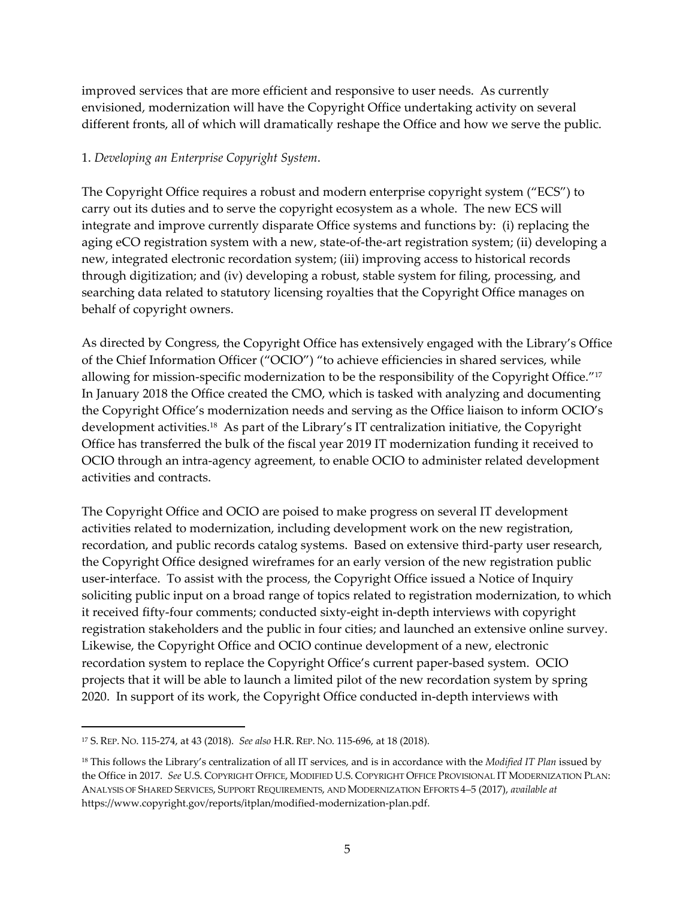improved services that are more efficient and responsive to user needs. As currently envisioned, modernization will have the Copyright Office undertaking activity on several different fronts, all of which will dramatically reshape the Office and how we serve the public.

1. *Developing an Enterprise Copyright System*.

The Copyright Office requires a robust and modern enterprise copyright system ("ECS") to carry out its duties and to serve the copyright ecosystem as a whole. The new ECS will integrate and improve currently disparate Office systems and functions by: (i) replacing the aging eCO registration system with a new, state-of-the-art registration system; (ii) developing a new, integrated electronic recordation system; (iii) improving access to historical records through digitization; and (iv) developing a robust, stable system for filing, processing, and searching data related to statutory licensing royalties that the Copyright Office manages on behalf of copyright owners.

As directed by Congress, the Copyright Office has extensively engaged with the Library's Office of the Chief Information Officer ("OCIO") "to achieve efficiencies in shared services, while allowing for mission-specific modernization to be the responsibility of the Copyright Office."[17] In January 2018 the Office created the CMO, which is tasked with analyzing and documenting the Copyright Office's modernization needs and serving as the Office liaison to inform OCIO's development activities.[18] As part of the Library's IT centralization initiative, the Copyright Office has transferred the bulk of the fiscal year 2019 IT modernization funding it received to OCIO through an intra-agency agreement, to enable OCIO to administer related development activities and contracts.

The Copyright Office and OCIO are poised to make progress on several IT development activities related to modernization, including development work on the new registration, recordation, and public records catalog systems. Based on extensive third-party user research, the Copyright Office designed wireframes for an early version of the new registration public user-interface. To assist with the process, the Copyright Office issued a Notice of Inquiry soliciting public input on a broad range of topics related to registration modernization, to which it received fifty-four comments; conducted sixty-eight in-depth interviews with copyright registration stakeholders and the public in four cities; and launched an extensive online survey. Likewise, the Copyright Office and OCIO continue development of a new, electronic recordation system to replace the Copyright Office's current paper-based system. OCIO projects that it will be able to launch a limited pilot of the new recordation system by spring 2020. In support of its work, the Copyright Office conducted in-depth interviews with

---

[17] S. REP. NO. 115-274, at 43 (2018). *See also* H.R. REP. NO. 115-696, at 18 (2018).

[18] This follows the Library's centralization of all IT services, and is in accordance with the *Modified IT Plan* issued by the Office in 2017. *See* U.S. COPYRIGHT OFFICE, MODIFIED U.S. COPYRIGHT OFFICE PROVISIONAL IT MODERNIZATION PLAN: ANALYSIS OF SHARED SERVICES, SUPPORT REQUIREMENTS, AND MODERNIZATION EFFORTS 4–5 (2017), *available at* https://www.copyright.gov/reports/itplan/modified-modernization-plan.pdf.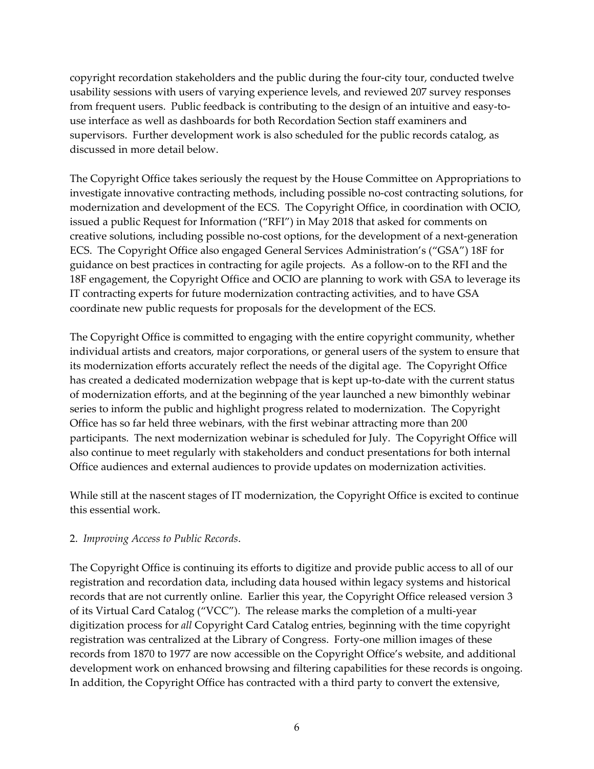copyright recordation stakeholders and the public during the four-city tour, conducted twelve usability sessions with users of varying experience levels, and reviewed 207 survey responses from frequent users. Public feedback is contributing to the design of an intuitive and easy-to-use interface as well as dashboards for both Recordation Section staff examiners and supervisors. Further development work is also scheduled for the public records catalog, as discussed in more detail below.

The Copyright Office takes seriously the request by the House Committee on Appropriations to investigate innovative contracting methods, including possible no-cost contracting solutions, for modernization and development of the ECS. The Copyright Office, in coordination with OCIO, issued a public Request for Information ("RFI") in May 2018 that asked for comments on creative solutions, including possible no-cost options, for the development of a next-generation ECS. The Copyright Office also engaged General Services Administration's ("GSA") 18F for guidance on best practices in contracting for agile projects. As a follow-on to the RFI and the 18F engagement, the Copyright Office and OCIO are planning to work with GSA to leverage its IT contracting experts for future modernization contracting activities, and to have GSA coordinate new public requests for proposals for the development of the ECS.

The Copyright Office is committed to engaging with the entire copyright community, whether individual artists and creators, major corporations, or general users of the system to ensure that its modernization efforts accurately reflect the needs of the digital age. The Copyright Office has created a dedicated modernization webpage that is kept up-to-date with the current status of modernization efforts, and at the beginning of the year launched a new bimonthly webinar series to inform the public and highlight progress related to modernization. The Copyright Office has so far held three webinars, with the first webinar attracting more than 200 participants. The next modernization webinar is scheduled for July. The Copyright Office will also continue to meet regularly with stakeholders and conduct presentations for both internal Office audiences and external audiences to provide updates on modernization activities.

While still at the nascent stages of IT modernization, the Copyright Office is excited to continue this essential work.

2. *Improving Access to Public Records*.

The Copyright Office is continuing its efforts to digitize and provide public access to all of our registration and recordation data, including data housed within legacy systems and historical records that are not currently online. Earlier this year, the Copyright Office released version 3 of its Virtual Card Catalog ("VCC"). The release marks the completion of a multi-year digitization process for *all* Copyright Card Catalog entries, beginning with the time copyright registration was centralized at the Library of Congress. Forty-one million images of these records from 1870 to 1977 are now accessible on the Copyright Office's website, and additional development work on enhanced browsing and filtering capabilities for these records is ongoing. In addition, the Copyright Office has contracted with a third party to convert the extensive,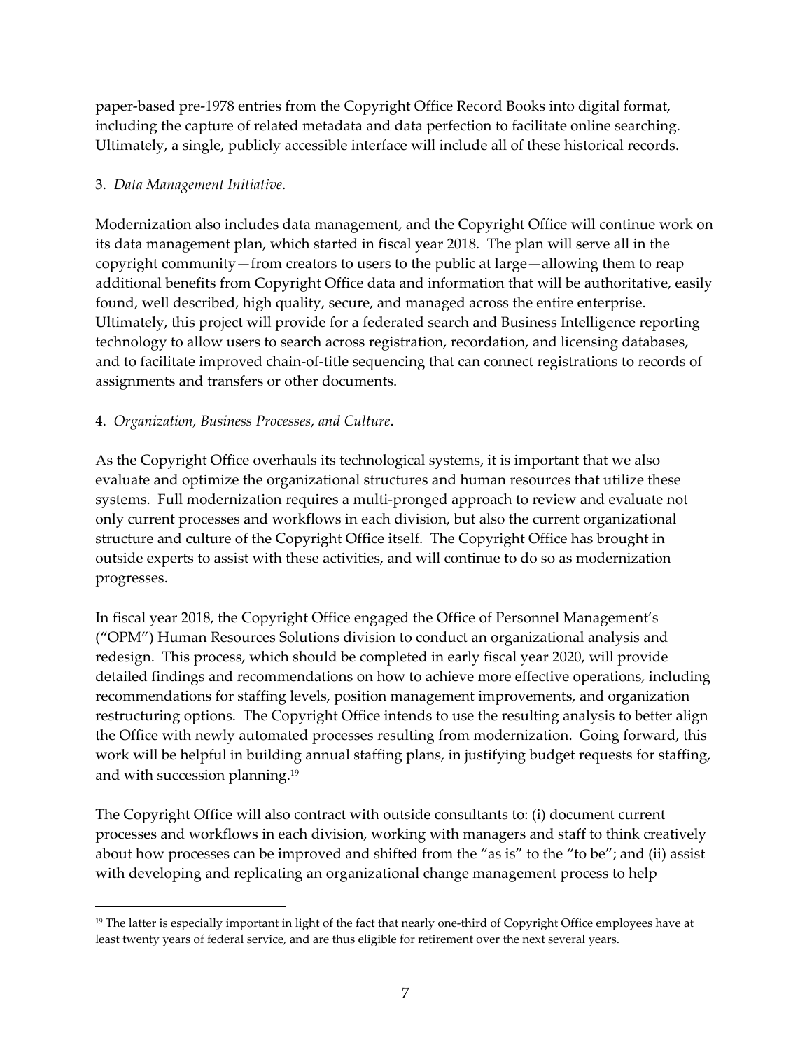paper-based pre-1978 entries from the Copyright Office Record Books into digital format, including the capture of related metadata and data perfection to facilitate online searching. Ultimately, a single, publicly accessible interface will include all of these historical records.

3. *Data Management Initiative*.

Modernization also includes data management, and the Copyright Office will continue work on its data management plan, which started in fiscal year 2018. The plan will serve all in the copyright community—from creators to users to the public at large—allowing them to reap additional benefits from Copyright Office data and information that will be authoritative, easily found, well described, high quality, secure, and managed across the entire enterprise. Ultimately, this project will provide for a federated search and Business Intelligence reporting technology to allow users to search across registration, recordation, and licensing databases, and to facilitate improved chain-of-title sequencing that can connect registrations to records of assignments and transfers or other documents.

4. *Organization, Business Processes, and Culture*.

As the Copyright Office overhauls its technological systems, it is important that we also evaluate and optimize the organizational structures and human resources that utilize these systems. Full modernization requires a multi-pronged approach to review and evaluate not only current processes and workflows in each division, but also the current organizational structure and culture of the Copyright Office itself. The Copyright Office has brought in outside experts to assist with these activities, and will continue to do so as modernization progresses.

In fiscal year 2018, the Copyright Office engaged the Office of Personnel Management's ("OPM") Human Resources Solutions division to conduct an organizational analysis and redesign. This process, which should be completed in early fiscal year 2020, will provide detailed findings and recommendations on how to achieve more effective operations, including recommendations for staffing levels, position management improvements, and organization restructuring options. The Copyright Office intends to use the resulting analysis to better align the Office with newly automated processes resulting from modernization. Going forward, this work will be helpful in building annual staffing plans, in justifying budget requests for staffing, and with succession planning.[19]

The Copyright Office will also contract with outside consultants to: (i) document current processes and workflows in each division, working with managers and staff to think creatively about how processes can be improved and shifted from the "as is" to the "to be"; and (ii) assist with developing and replicating an organizational change management process to help

[19] The latter is especially important in light of the fact that nearly one-third of Copyright Office employees have at least twenty years of federal service, and are thus eligible for retirement over the next several years.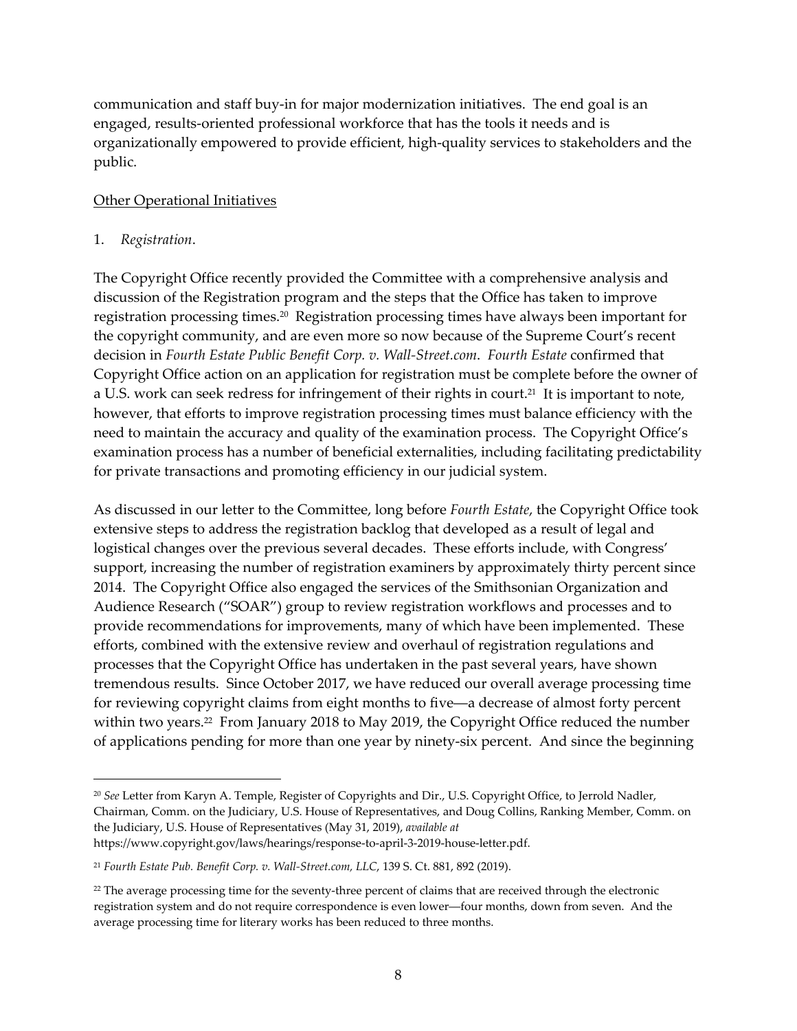communication and staff buy-in for major modernization initiatives. The end goal is an engaged, results-oriented professional workforce that has the tools it needs and is organizationally empowered to provide efficient, high-quality services to stakeholders and the public.

<u>Other Operational Initiatives</u>

1. *Registration*.

The Copyright Office recently provided the Committee with a comprehensive analysis and discussion of the Registration program and the steps that the Office has taken to improve registration processing times.[20] Registration processing times have always been important for the copyright community, and are even more so now because of the Supreme Court's recent decision in *Fourth Estate Public Benefit Corp. v. Wall-Street.com*. *Fourth Estate* confirmed that Copyright Office action on an application for registration must be complete before the owner of a U.S. work can seek redress for infringement of their rights in court.[21] It is important to note, however, that efforts to improve registration processing times must balance efficiency with the need to maintain the accuracy and quality of the examination process. The Copyright Office's examination process has a number of beneficial externalities, including facilitating predictability for private transactions and promoting efficiency in our judicial system.

As discussed in our letter to the Committee, long before *Fourth Estate*, the Copyright Office took extensive steps to address the registration backlog that developed as a result of legal and logistical changes over the previous several decades. These efforts include, with Congress' support, increasing the number of registration examiners by approximately thirty percent since 2014. The Copyright Office also engaged the services of the Smithsonian Organization and Audience Research ("SOAR") group to review registration workflows and processes and to provide recommendations for improvements, many of which have been implemented. These efforts, combined with the extensive review and overhaul of registration regulations and processes that the Copyright Office has undertaken in the past several years, have shown tremendous results. Since October 2017, we have reduced our overall average processing time for reviewing copyright claims from eight months to five—a decrease of almost forty percent within two years.[22] From January 2018 to May 2019, the Copyright Office reduced the number of applications pending for more than one year by ninety-six percent. And since the beginning

---

[20] *See* Letter from Karyn A. Temple, Register of Copyrights and Dir., U.S. Copyright Office, to Jerrold Nadler, Chairman, Comm. on the Judiciary, U.S. House of Representatives, and Doug Collins, Ranking Member, Comm. on the Judiciary, U.S. House of Representatives (May 31, 2019), *available at* https://www.copyright.gov/laws/hearings/response-to-april-3-2019-house-letter.pdf.

[21] *Fourth Estate Pub. Benefit Corp. v. Wall-Street.com, LLC*, 139 S. Ct. 881, 892 (2019).

[22] The average processing time for the seventy-three percent of claims that are received through the electronic registration system and do not require correspondence is even lower—four months, down from seven. And the average processing time for literary works has been reduced to three months.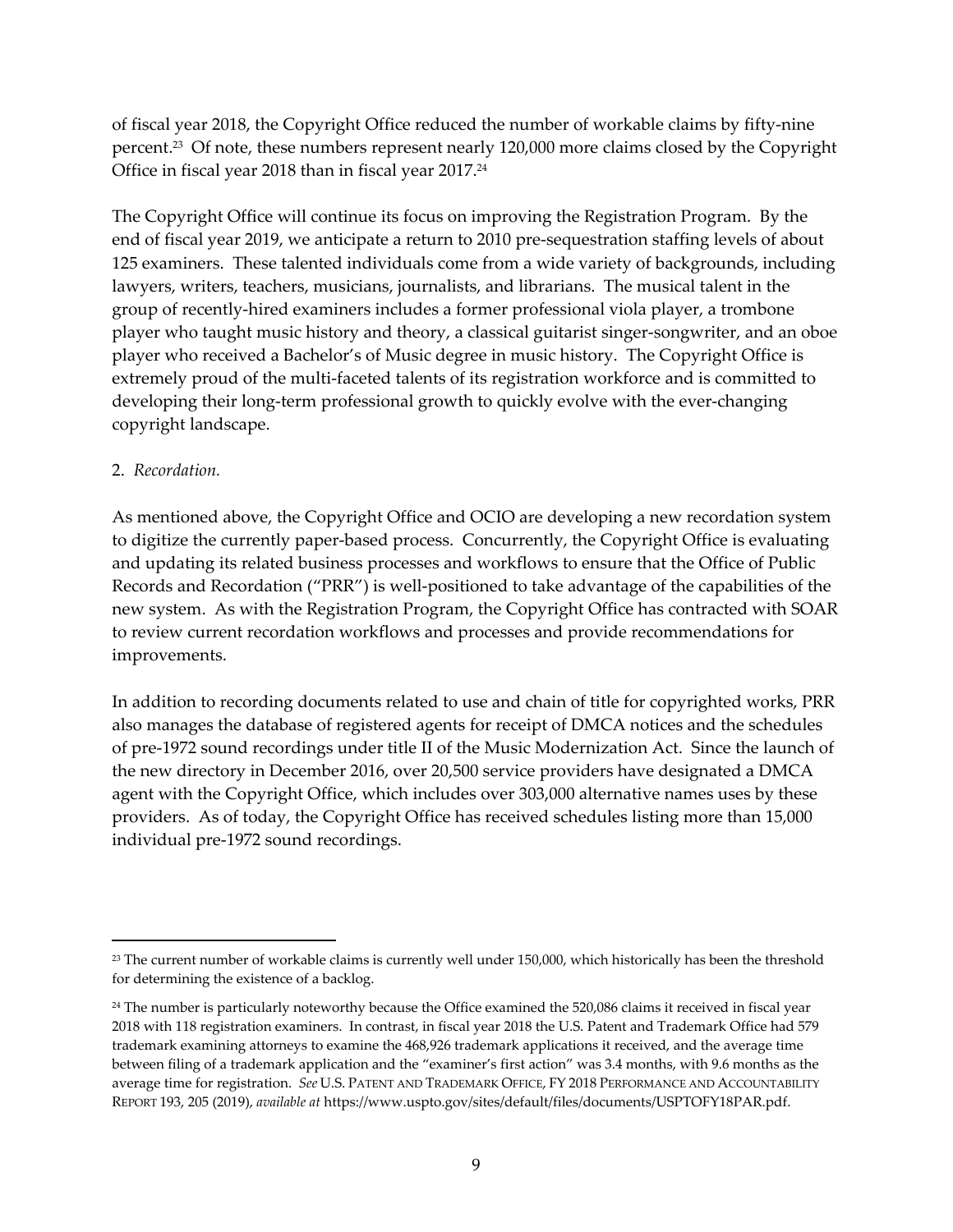of fiscal year 2018, the Copyright Office reduced the number of workable claims by fifty-nine percent.[23] Of note, these numbers represent nearly 120,000 more claims closed by the Copyright Office in fiscal year 2018 than in fiscal year 2017.[24]

The Copyright Office will continue its focus on improving the Registration Program. By the end of fiscal year 2019, we anticipate a return to 2010 pre-sequestration staffing levels of about 125 examiners. These talented individuals come from a wide variety of backgrounds, including lawyers, writers, teachers, musicians, journalists, and librarians. The musical talent in the group of recently-hired examiners includes a former professional viola player, a trombone player who taught music history and theory, a classical guitarist singer-songwriter, and an oboe player who received a Bachelor's of Music degree in music history. The Copyright Office is extremely proud of the multi-faceted talents of its registration workforce and is committed to developing their long-term professional growth to quickly evolve with the ever-changing copyright landscape.

2. *Recordation.*

As mentioned above, the Copyright Office and OCIO are developing a new recordation system to digitize the currently paper-based process. Concurrently, the Copyright Office is evaluating and updating its related business processes and workflows to ensure that the Office of Public Records and Recordation ("PRR") is well-positioned to take advantage of the capabilities of the new system. As with the Registration Program, the Copyright Office has contracted with SOAR to review current recordation workflows and processes and provide recommendations for improvements.

In addition to recording documents related to use and chain of title for copyrighted works, PRR also manages the database of registered agents for receipt of DMCA notices and the schedules of pre-1972 sound recordings under title II of the Music Modernization Act. Since the launch of the new directory in December 2016, over 20,500 service providers have designated a DMCA agent with the Copyright Office, which includes over 303,000 alternative names uses by these providers. As of today, the Copyright Office has received schedules listing more than 15,000 individual pre-1972 sound recordings.

---

[23] The current number of workable claims is currently well under 150,000, which historically has been the threshold for determining the existence of a backlog.

[24] The number is particularly noteworthy because the Office examined the 520,086 claims it received in fiscal year 2018 with 118 registration examiners. In contrast, in fiscal year 2018 the U.S. Patent and Trademark Office had 579 trademark examining attorneys to examine the 468,926 trademark applications it received, and the average time between filing of a trademark application and the "examiner's first action" was 3.4 months, with 9.6 months as the average time for registration. *See* U.S. PATENT AND TRADEMARK OFFICE, FY 2018 PERFORMANCE AND ACCOUNTABILITY REPORT 193, 205 (2019), *available at* https://www.uspto.gov/sites/default/files/documents/USPTOFY18PAR.pdf.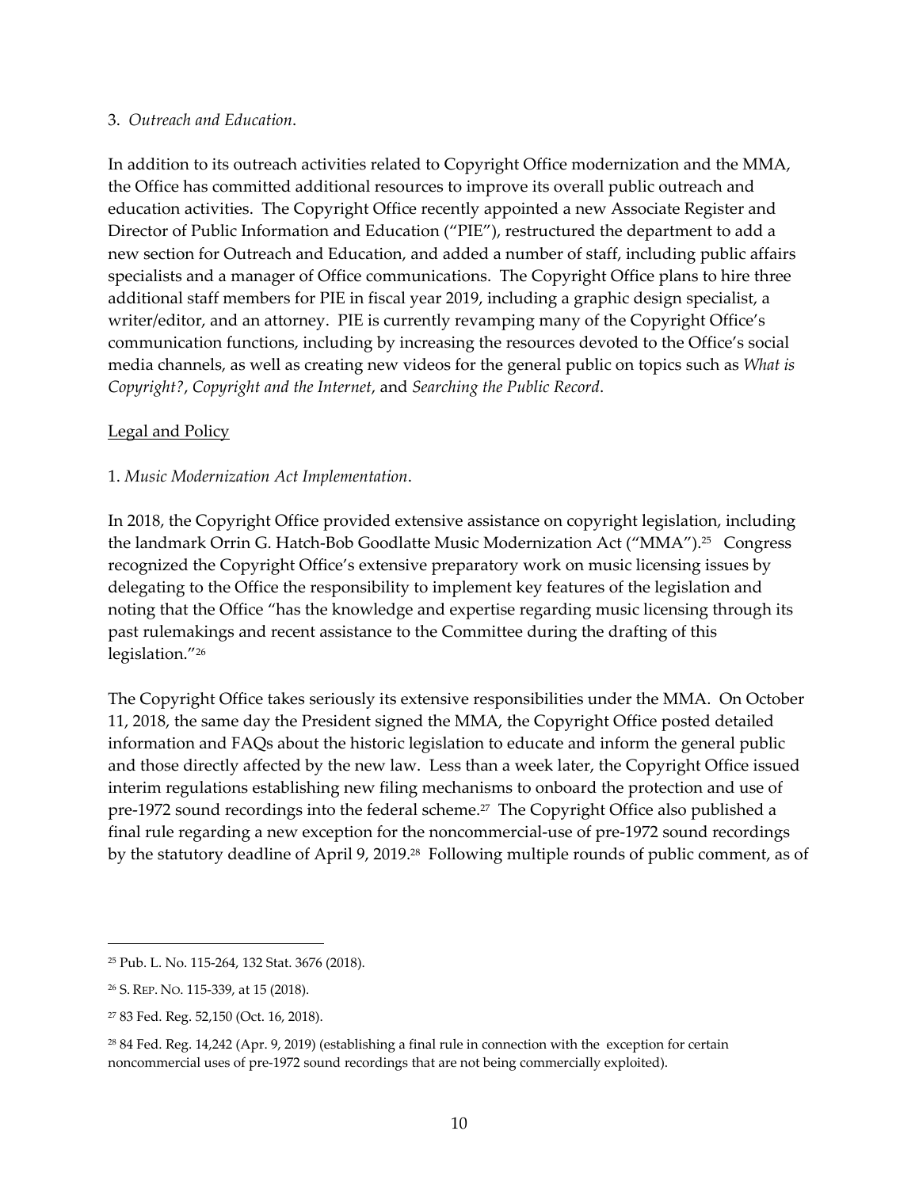3. *Outreach and Education*.

In addition to its outreach activities related to Copyright Office modernization and the MMA, the Office has committed additional resources to improve its overall public outreach and education activities. The Copyright Office recently appointed a new Associate Register and Director of Public Information and Education ("PIE"), restructured the department to add a new section for Outreach and Education, and added a number of staff, including public affairs specialists and a manager of Office communications. The Copyright Office plans to hire three additional staff members for PIE in fiscal year 2019, including a graphic design specialist, a writer/editor, and an attorney. PIE is currently revamping many of the Copyright Office's communication functions, including by increasing the resources devoted to the Office's social media channels, as well as creating new videos for the general public on topics such as *What is Copyright?*, *Copyright and the Internet*, and *Searching the Public Record*.

<u>Legal and Policy</u>

1. *Music Modernization Act Implementation*.

In 2018, the Copyright Office provided extensive assistance on copyright legislation, including the landmark Orrin G. Hatch-Bob Goodlatte Music Modernization Act ("MMA").[25] Congress recognized the Copyright Office's extensive preparatory work on music licensing issues by delegating to the Office the responsibility to implement key features of the legislation and noting that the Office "has the knowledge and expertise regarding music licensing through its past rulemakings and recent assistance to the Committee during the drafting of this legislation."[26]

The Copyright Office takes seriously its extensive responsibilities under the MMA. On October 11, 2018, the same day the President signed the MMA, the Copyright Office posted detailed information and FAQs about the historic legislation to educate and inform the general public and those directly affected by the new law. Less than a week later, the Copyright Office issued interim regulations establishing new filing mechanisms to onboard the protection and use of pre-1972 sound recordings into the federal scheme.[27] The Copyright Office also published a final rule regarding a new exception for the noncommercial-use of pre-1972 sound recordings by the statutory deadline of April 9, 2019.[28] Following multiple rounds of public comment, as of

---

[25] Pub. L. No. 115-264, 132 Stat. 3676 (2018).

[26] S. REP. NO. 115-339, at 15 (2018).

[27] 83 Fed. Reg. 52,150 (Oct. 16, 2018).

[28] 84 Fed. Reg. 14,242 (Apr. 9, 2019) (establishing a final rule in connection with the exception for certain noncommercial uses of pre-1972 sound recordings that are not being commercially exploited).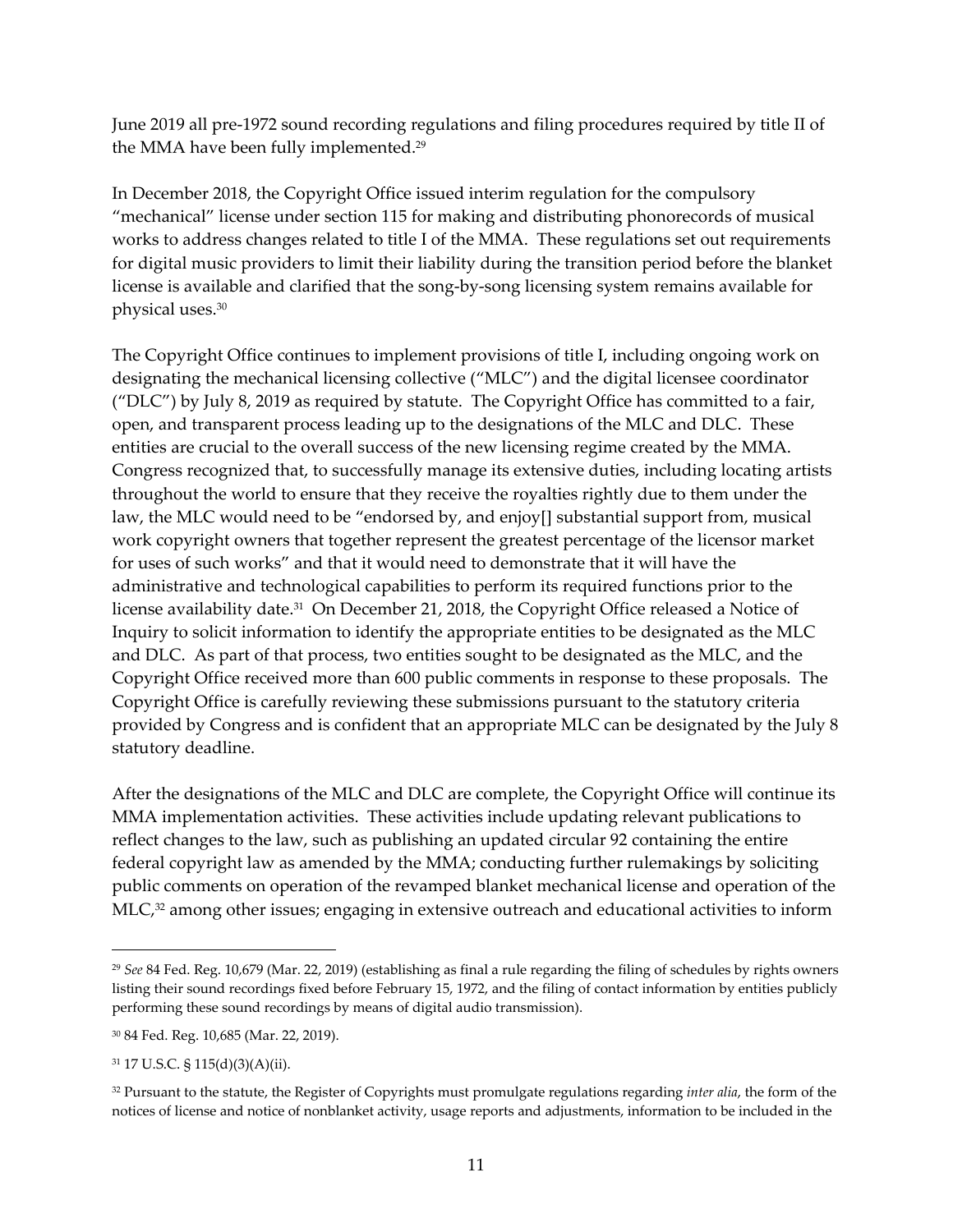June 2019 all pre-1972 sound recording regulations and filing procedures required by title II of the MMA have been fully implemented.[29]

In December 2018, the Copyright Office issued interim regulation for the compulsory "mechanical" license under section 115 for making and distributing phonorecords of musical works to address changes related to title I of the MMA. These regulations set out requirements for digital music providers to limit their liability during the transition period before the blanket license is available and clarified that the song-by-song licensing system remains available for physical uses.[30]

The Copyright Office continues to implement provisions of title I, including ongoing work on designating the mechanical licensing collective ("MLC") and the digital licensee coordinator ("DLC") by July 8, 2019 as required by statute. The Copyright Office has committed to a fair, open, and transparent process leading up to the designations of the MLC and DLC. These entities are crucial to the overall success of the new licensing regime created by the MMA. Congress recognized that, to successfully manage its extensive duties, including locating artists throughout the world to ensure that they receive the royalties rightly due to them under the law, the MLC would need to be "endorsed by, and enjoy[] substantial support from, musical work copyright owners that together represent the greatest percentage of the licensor market for uses of such works" and that it would need to demonstrate that it will have the administrative and technological capabilities to perform its required functions prior to the license availability date.[31] On December 21, 2018, the Copyright Office released a Notice of Inquiry to solicit information to identify the appropriate entities to be designated as the MLC and DLC. As part of that process, two entities sought to be designated as the MLC, and the Copyright Office received more than 600 public comments in response to these proposals. The Copyright Office is carefully reviewing these submissions pursuant to the statutory criteria provided by Congress and is confident that an appropriate MLC can be designated by the July 8 statutory deadline.

After the designations of the MLC and DLC are complete, the Copyright Office will continue its MMA implementation activities. These activities include updating relevant publications to reflect changes to the law, such as publishing an updated circular 92 containing the entire federal copyright law as amended by the MMA; conducting further rulemakings by soliciting public comments on operation of the revamped blanket mechanical license and operation of the MLC,[32] among other issues; engaging in extensive outreach and educational activities to inform

---

[29] *See* 84 Fed. Reg. 10,679 (Mar. 22, 2019) (establishing as final a rule regarding the filing of schedules by rights owners listing their sound recordings fixed before February 15, 1972, and the filing of contact information by entities publicly performing these sound recordings by means of digital audio transmission).

[30] 84 Fed. Reg. 10,685 (Mar. 22, 2019).

[31] 17 U.S.C. § 115(d)(3)(A)(ii).

[32] Pursuant to the statute, the Register of Copyrights must promulgate regulations regarding *inter alia*, the form of the notices of license and notice of nonblanket activity, usage reports and adjustments, information to be included in the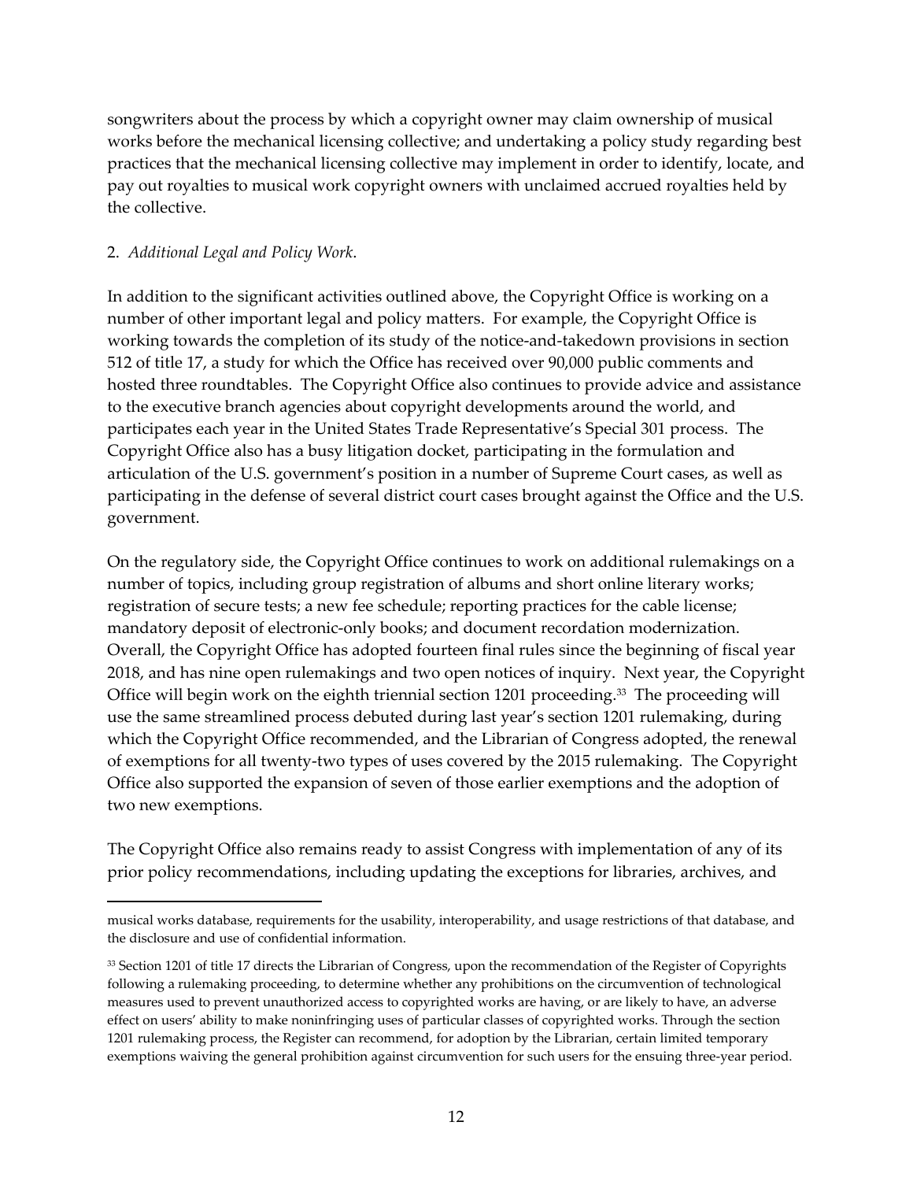songwriters about the process by which a copyright owner may claim ownership of musical works before the mechanical licensing collective; and undertaking a policy study regarding best practices that the mechanical licensing collective may implement in order to identify, locate, and pay out royalties to musical work copyright owners with unclaimed accrued royalties held by the collective.

2. *Additional Legal and Policy Work*.

In addition to the significant activities outlined above, the Copyright Office is working on a number of other important legal and policy matters. For example, the Copyright Office is working towards the completion of its study of the notice-and-takedown provisions in section 512 of title 17, a study for which the Office has received over 90,000 public comments and hosted three roundtables. The Copyright Office also continues to provide advice and assistance to the executive branch agencies about copyright developments around the world, and participates each year in the United States Trade Representative's Special 301 process. The Copyright Office also has a busy litigation docket, participating in the formulation and articulation of the U.S. government's position in a number of Supreme Court cases, as well as participating in the defense of several district court cases brought against the Office and the U.S. government.

On the regulatory side, the Copyright Office continues to work on additional rulemakings on a number of topics, including group registration of albums and short online literary works; registration of secure tests; a new fee schedule; reporting practices for the cable license; mandatory deposit of electronic-only books; and document recordation modernization. Overall, the Copyright Office has adopted fourteen final rules since the beginning of fiscal year 2018, and has nine open rulemakings and two open notices of inquiry. Next year, the Copyright Office will begin work on the eighth triennial section 1201 proceeding.[33] The proceeding will use the same streamlined process debuted during last year's section 1201 rulemaking, during which the Copyright Office recommended, and the Librarian of Congress adopted, the renewal of exemptions for all twenty-two types of uses covered by the 2015 rulemaking. The Copyright Office also supported the expansion of seven of those earlier exemptions and the adoption of two new exemptions.

The Copyright Office also remains ready to assist Congress with implementation of any of its prior policy recommendations, including updating the exceptions for libraries, archives, and

---

musical works database, requirements for the usability, interoperability, and usage restrictions of that database, and the disclosure and use of confidential information.

[33] Section 1201 of title 17 directs the Librarian of Congress, upon the recommendation of the Register of Copyrights following a rulemaking proceeding, to determine whether any prohibitions on the circumvention of technological measures used to prevent unauthorized access to copyrighted works are having, or are likely to have, an adverse effect on users' ability to make noninfringing uses of particular classes of copyrighted works. Through the section 1201 rulemaking process, the Register can recommend, for adoption by the Librarian, certain limited temporary exemptions waiving the general prohibition against circumvention for such users for the ensuing three-year period.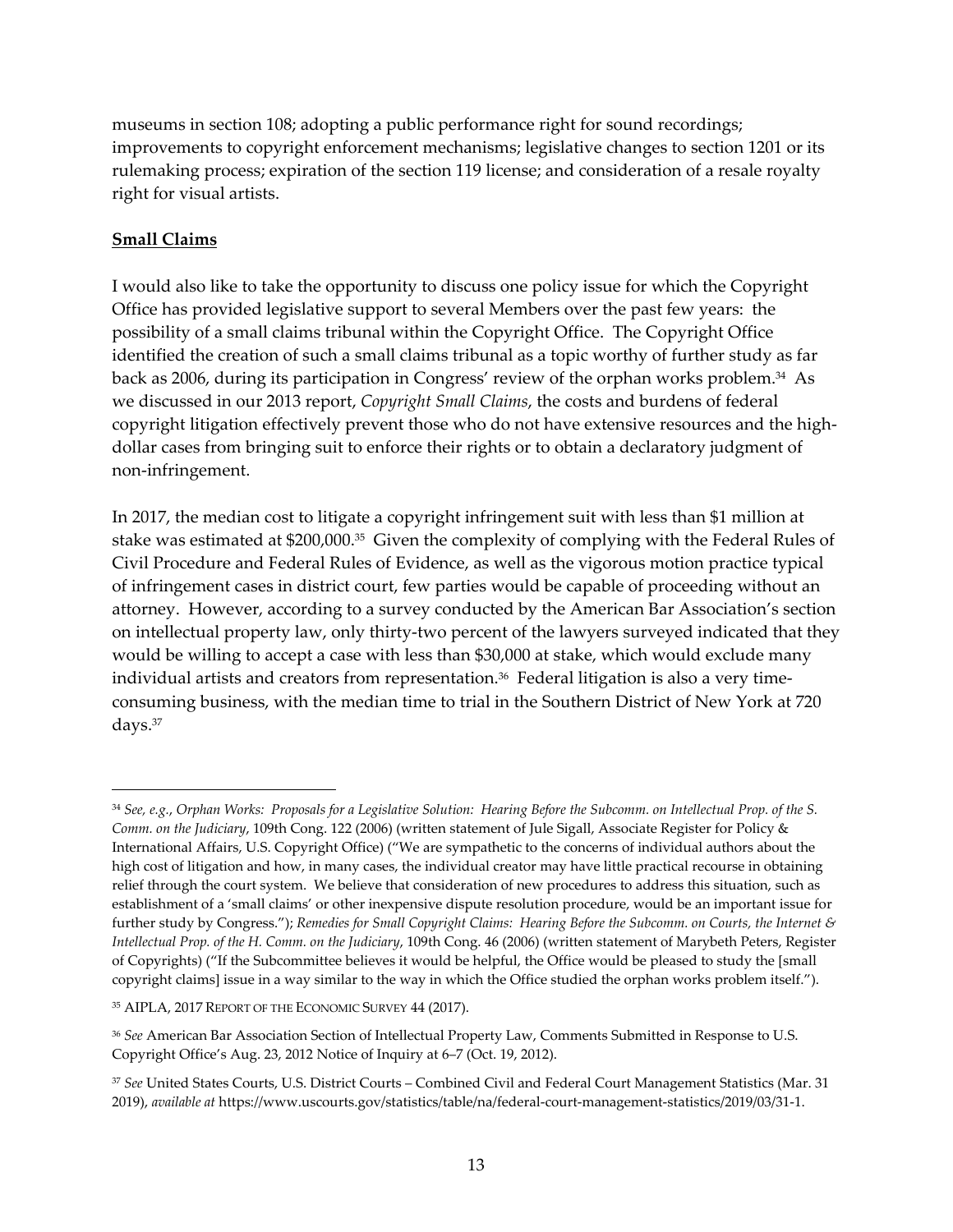museums in section 108; adopting a public performance right for sound recordings; improvements to copyright enforcement mechanisms; legislative changes to section 1201 or its rulemaking process; expiration of the section 119 license; and consideration of a resale royalty right for visual artists.

**Small Claims**

I would also like to take the opportunity to discuss one policy issue for which the Copyright Office has provided legislative support to several Members over the past few years: the possibility of a small claims tribunal within the Copyright Office. The Copyright Office identified the creation of such a small claims tribunal as a topic worthy of further study as far back as 2006, during its participation in Congress' review of the orphan works problem.[34] As we discussed in our 2013 report, *Copyright Small Claims*, the costs and burdens of federal copyright litigation effectively prevent those who do not have extensive resources and the high-dollar cases from bringing suit to enforce their rights or to obtain a declaratory judgment of non-infringement.

In 2017, the median cost to litigate a copyright infringement suit with less than $1 million at stake was estimated at $200,000.[35] Given the complexity of complying with the Federal Rules of Civil Procedure and Federal Rules of Evidence, as well as the vigorous motion practice typical of infringement cases in district court, few parties would be capable of proceeding without an attorney. However, according to a survey conducted by the American Bar Association's section on intellectual property law, only thirty-two percent of the lawyers surveyed indicated that they would be willing to accept a case with less than $30,000 at stake, which would exclude many individual artists and creators from representation.[36] Federal litigation is also a very time-consuming business, with the median time to trial in the Southern District of New York at 720 days.[37]

---

[34] *See, e.g.*, *Orphan Works: Proposals for a Legislative Solution: Hearing Before the Subcomm. on Intellectual Prop. of the S. Comm. on the Judiciary*, 109th Cong. 122 (2006) (written statement of Jule Sigall, Associate Register for Policy & International Affairs, U.S. Copyright Office) ("We are sympathetic to the concerns of individual authors about the high cost of litigation and how, in many cases, the individual creator may have little practical recourse in obtaining relief through the court system. We believe that consideration of new procedures to address this situation, such as establishment of a 'small claims' or other inexpensive dispute resolution procedure, would be an important issue for further study by Congress."); *Remedies for Small Copyright Claims: Hearing Before the Subcomm. on Courts, the Internet & Intellectual Prop. of the H. Comm. on the Judiciary*, 109th Cong. 46 (2006) (written statement of Marybeth Peters, Register of Copyrights) ("If the Subcommittee believes it would be helpful, the Office would be pleased to study the [small copyright claims] issue in a way similar to the way in which the Office studied the orphan works problem itself.").

[35] AIPLA, 2017 REPORT OF THE ECONOMIC SURVEY 44 (2017).

[36] *See* American Bar Association Section of Intellectual Property Law, Comments Submitted in Response to U.S. Copyright Office's Aug. 23, 2012 Notice of Inquiry at 6–7 (Oct. 19, 2012).

[37] *See* United States Courts, U.S. District Courts – Combined Civil and Federal Court Management Statistics (Mar. 31 2019), *available at* https://www.uscourts.gov/statistics/table/na/federal-court-management-statistics/2019/03/31-1.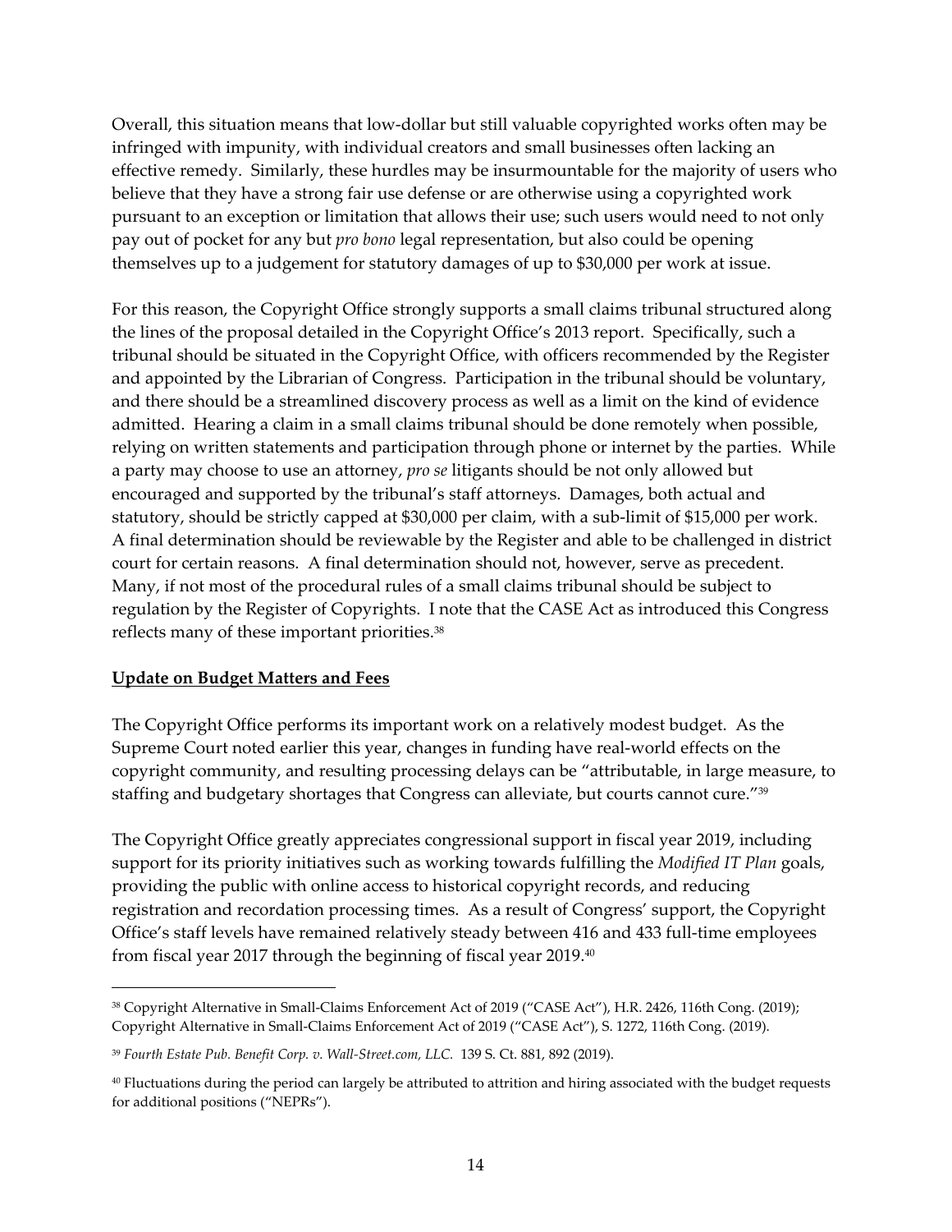Overall, this situation means that low-dollar but still valuable copyrighted works often may be infringed with impunity, with individual creators and small businesses often lacking an effective remedy. Similarly, these hurdles may be insurmountable for the majority of users who believe that they have a strong fair use defense or are otherwise using a copyrighted work pursuant to an exception or limitation that allows their use; such users would need to not only pay out of pocket for any but *pro bono* legal representation, but also could be opening themselves up to a judgement for statutory damages of up to $30,000 per work at issue.

For this reason, the Copyright Office strongly supports a small claims tribunal structured along the lines of the proposal detailed in the Copyright Office's 2013 report. Specifically, such a tribunal should be situated in the Copyright Office, with officers recommended by the Register and appointed by the Librarian of Congress. Participation in the tribunal should be voluntary, and there should be a streamlined discovery process as well as a limit on the kind of evidence admitted. Hearing a claim in a small claims tribunal should be done remotely when possible, relying on written statements and participation through phone or internet by the parties. While a party may choose to use an attorney, *pro se* litigants should be not only allowed but encouraged and supported by the tribunal's staff attorneys. Damages, both actual and statutory, should be strictly capped at $30,000 per claim, with a sub-limit of $15,000 per work. A final determination should be reviewable by the Register and able to be challenged in district court for certain reasons. A final determination should not, however, serve as precedent. Many, if not most of the procedural rules of a small claims tribunal should be subject to regulation by the Register of Copyrights. I note that the CASE Act as introduced this Congress reflects many of these important priorities.[38]

**Update on Budget Matters and Fees**

The Copyright Office performs its important work on a relatively modest budget. As the Supreme Court noted earlier this year, changes in funding have real-world effects on the copyright community, and resulting processing delays can be "attributable, in large measure, to staffing and budgetary shortages that Congress can alleviate, but courts cannot cure."[39]

The Copyright Office greatly appreciates congressional support in fiscal year 2019, including support for its priority initiatives such as working towards fulfilling the *Modified IT Plan* goals, providing the public with online access to historical copyright records, and reducing registration and recordation processing times. As a result of Congress' support, the Copyright Office's staff levels have remained relatively steady between 416 and 433 full-time employees from fiscal year 2017 through the beginning of fiscal year 2019.[40]

---

[38] Copyright Alternative in Small-Claims Enforcement Act of 2019 ("CASE Act"), H.R. 2426, 116th Cong. (2019); Copyright Alternative in Small-Claims Enforcement Act of 2019 ("CASE Act"), S. 1272, 116th Cong. (2019).

[39] *Fourth Estate Pub. Benefit Corp. v. Wall-Street.com, LLC.* 139 S. Ct. 881, 892 (2019).

[40] Fluctuations during the period can largely be attributed to attrition and hiring associated with the budget requests for additional positions ("NEPRs").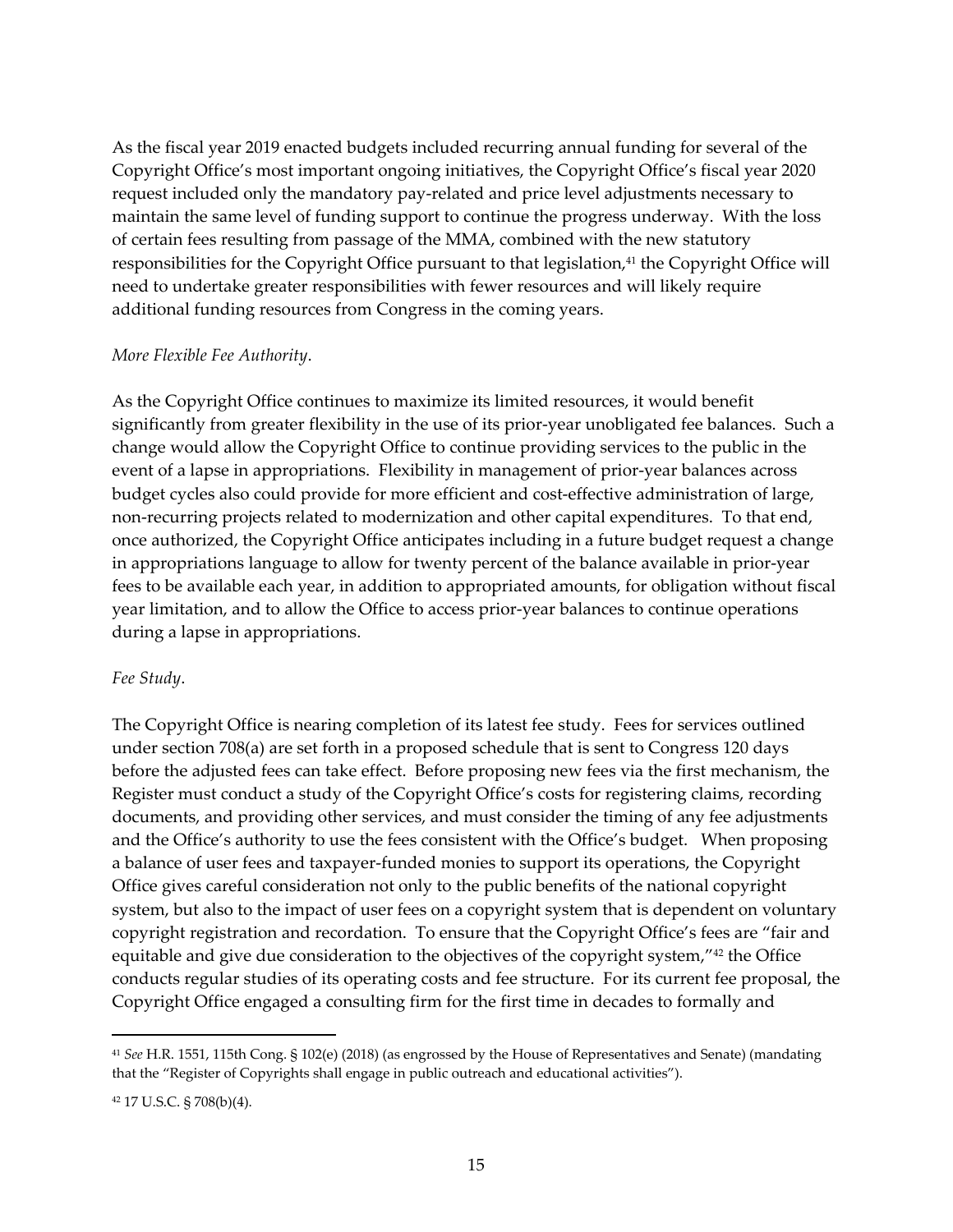As the fiscal year 2019 enacted budgets included recurring annual funding for several of the Copyright Office's most important ongoing initiatives, the Copyright Office's fiscal year 2020 request included only the mandatory pay-related and price level adjustments necessary to maintain the same level of funding support to continue the progress underway. With the loss of certain fees resulting from passage of the MMA, combined with the new statutory responsibilities for the Copyright Office pursuant to that legislation,[41] the Copyright Office will need to undertake greater responsibilities with fewer resources and will likely require additional funding resources from Congress in the coming years.

*More Flexible Fee Authority*.

As the Copyright Office continues to maximize its limited resources, it would benefit significantly from greater flexibility in the use of its prior-year unobligated fee balances. Such a change would allow the Copyright Office to continue providing services to the public in the event of a lapse in appropriations. Flexibility in management of prior-year balances across budget cycles also could provide for more efficient and cost-effective administration of large, non-recurring projects related to modernization and other capital expenditures. To that end, once authorized, the Copyright Office anticipates including in a future budget request a change in appropriations language to allow for twenty percent of the balance available in prior-year fees to be available each year, in addition to appropriated amounts, for obligation without fiscal year limitation, and to allow the Office to access prior-year balances to continue operations during a lapse in appropriations.

*Fee Study*.

The Copyright Office is nearing completion of its latest fee study. Fees for services outlined under section 708(a) are set forth in a proposed schedule that is sent to Congress 120 days before the adjusted fees can take effect. Before proposing new fees via the first mechanism, the Register must conduct a study of the Copyright Office's costs for registering claims, recording documents, and providing other services, and must consider the timing of any fee adjustments and the Office's authority to use the fees consistent with the Office's budget. When proposing a balance of user fees and taxpayer-funded monies to support its operations, the Copyright Office gives careful consideration not only to the public benefits of the national copyright system, but also to the impact of user fees on a copyright system that is dependent on voluntary copyright registration and recordation. To ensure that the Copyright Office's fees are "fair and equitable and give due consideration to the objectives of the copyright system,"[42] the Office conducts regular studies of its operating costs and fee structure. For its current fee proposal, the Copyright Office engaged a consulting firm for the first time in decades to formally and

---

[41] *See* H.R. 1551, 115th Cong. § 102(e) (2018) (as engrossed by the House of Representatives and Senate) (mandating that the "Register of Copyrights shall engage in public outreach and educational activities").

[42] 17 U.S.C. § 708(b)(4).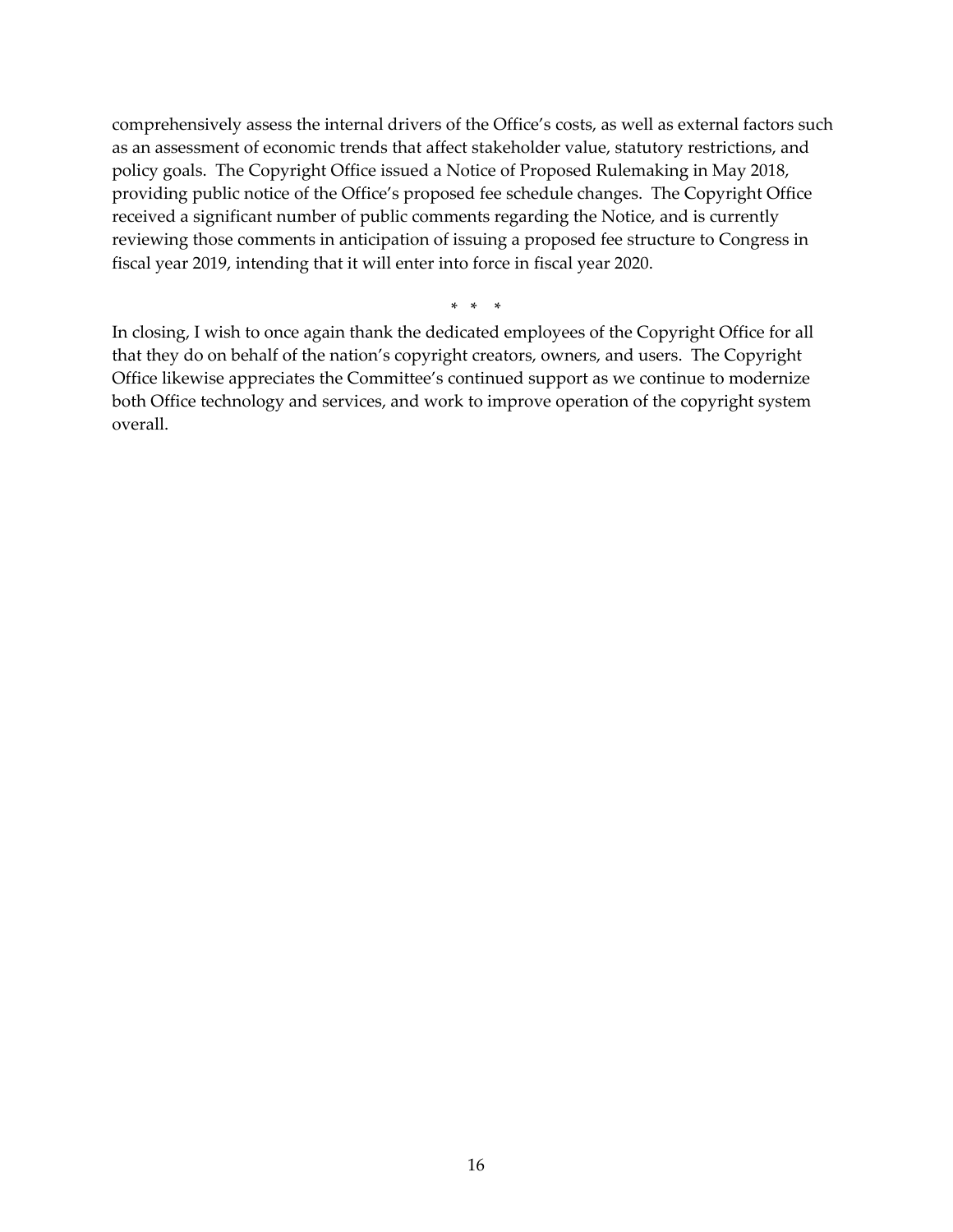comprehensively assess the internal drivers of the Office's costs, as well as external factors such as an assessment of economic trends that affect stakeholder value, statutory restrictions, and policy goals. The Copyright Office issued a Notice of Proposed Rulemaking in May 2018, providing public notice of the Office's proposed fee schedule changes. The Copyright Office received a significant number of public comments regarding the Notice, and is currently reviewing those comments in anticipation of issuing a proposed fee structure to Congress in fiscal year 2019, intending that it will enter into force in fiscal year 2020.

\* \* \*

In closing, I wish to once again thank the dedicated employees of the Copyright Office for all that they do on behalf of the nation's copyright creators, owners, and users. The Copyright Office likewise appreciates the Committee's continued support as we continue to modernize both Office technology and services, and work to improve operation of the copyright system overall.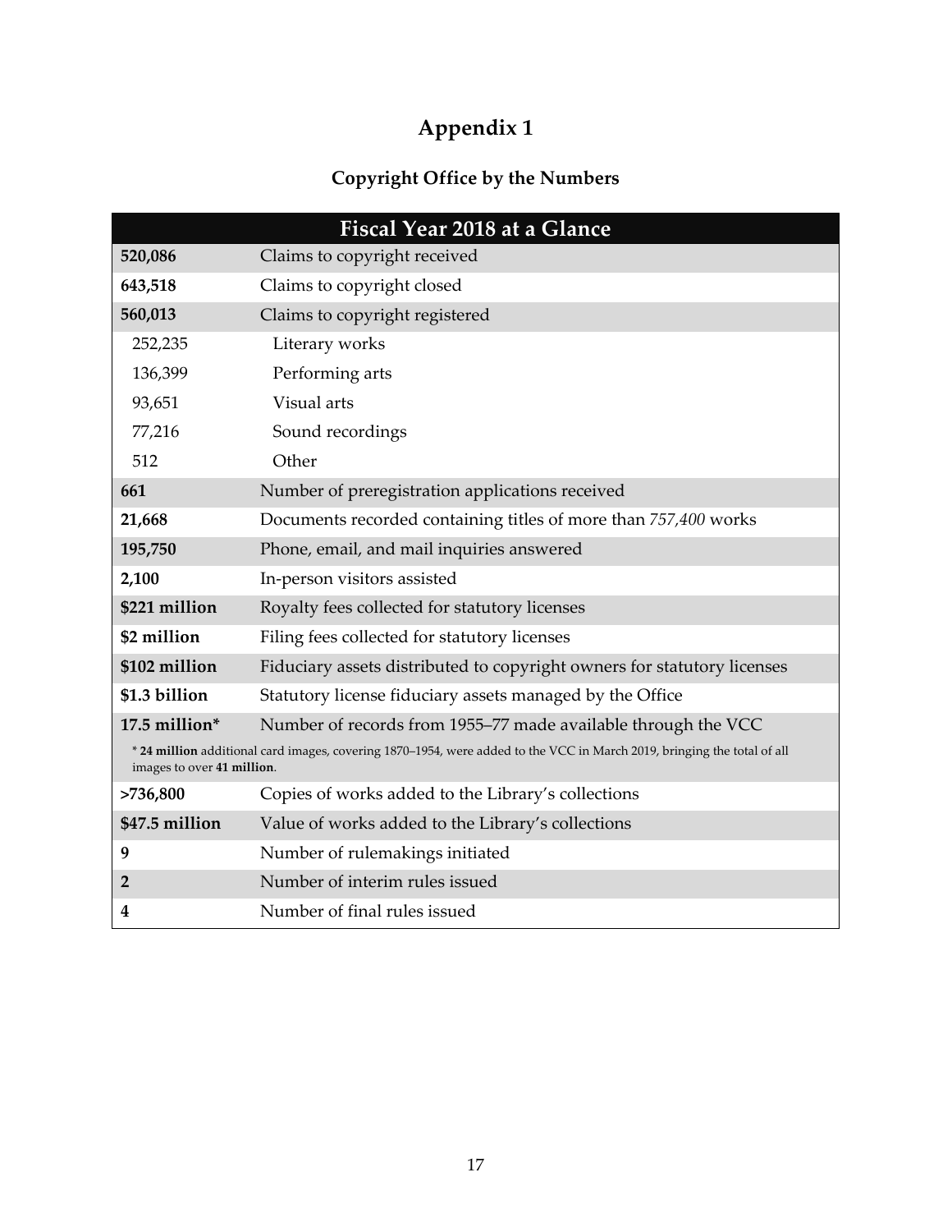# Appendix 1

## Copyright Office by the Numbers

| Fiscal Year 2018 at a Glance | |
|---|---|
| **520,086** | Claims to copyright received |
| **643,518** | Claims to copyright closed |
| **560,013** | Claims to copyright registered |
| 252,235 | Literary works |
| 136,399 | Performing arts |
| 93,651 | Visual arts |
| 77,216 | Sound recordings |
| 512 | Other |
| **661** | Number of preregistration applications received |
| **21,668** | Documents recorded containing titles of more than *757,400* works |
| **195,750** | Phone, email, and mail inquiries answered |
| **2,100** | In-person visitors assisted |
| **$221 million** | Royalty fees collected for statutory licenses |
| **$2 million** | Filing fees collected for statutory licenses |
| **$102 million** | Fiduciary assets distributed to copyright owners for statutory licenses |
| **$1.3 billion** | Statutory license fiduciary assets managed by the Office |
| **17.5 million*** | Number of records from 1955–77 made available through the VCC |
| * **24 million** additional card images, covering 1870–1954, were added to the VCC in March 2019, bringing the total of all images to over **41 million**. | |
| **>736,800** | Copies of works added to the Library's collections |
| **$47.5 million** | Value of works added to the Library's collections |
| **9** | Number of rulemakings initiated |
| **2** | Number of interim rules issued |
| **4** | Number of final rules issued |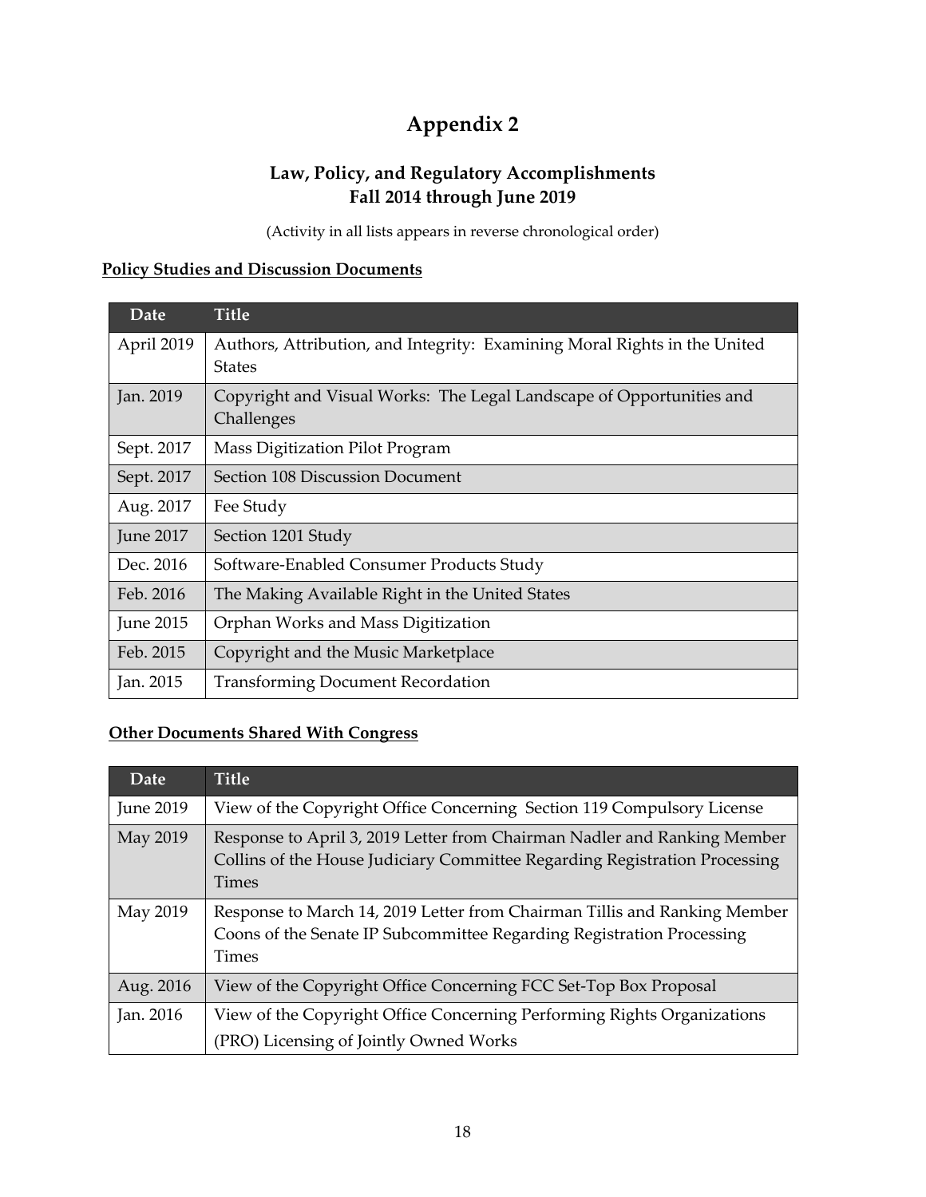# Appendix 2

## Law, Policy, and Regulatory Accomplishments
## Fall 2014 through June 2019

(Activity in all lists appears in reverse chronological order)

**Policy Studies and Discussion Documents**

| Date | Title |
|---|---|
| April 2019 | Authors, Attribution, and Integrity: Examining Moral Rights in the United States |
| Jan. 2019 | Copyright and Visual Works: The Legal Landscape of Opportunities and Challenges |
| Sept. 2017 | Mass Digitization Pilot Program |
| Sept. 2017 | Section 108 Discussion Document |
| Aug. 2017 | Fee Study |
| June 2017 | Section 1201 Study |
| Dec. 2016 | Software-Enabled Consumer Products Study |
| Feb. 2016 | The Making Available Right in the United States |
| June 2015 | Orphan Works and Mass Digitization |
| Feb. 2015 | Copyright and the Music Marketplace |
| Jan. 2015 | Transforming Document Recordation |

**Other Documents Shared With Congress**

| Date | Title |
|---|---|
| June 2019 | View of the Copyright Office Concerning Section 119 Compulsory License |
| May 2019 | Response to April 3, 2019 Letter from Chairman Nadler and Ranking Member Collins of the House Judiciary Committee Regarding Registration Processing Times |
| May 2019 | Response to March 14, 2019 Letter from Chairman Tillis and Ranking Member Coons of the Senate IP Subcommittee Regarding Registration Processing Times |
| Aug. 2016 | View of the Copyright Office Concerning FCC Set-Top Box Proposal |
| Jan. 2016 | View of the Copyright Office Concerning Performing Rights Organizations (PRO) Licensing of Jointly Owned Works |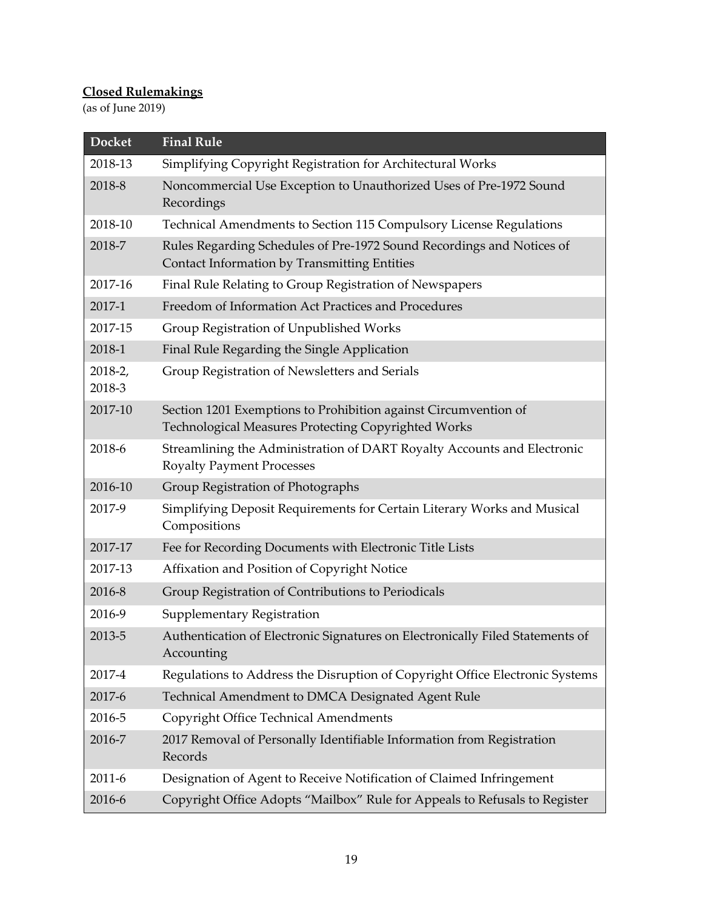**Closed Rulemakings**

(as of June 2019)

| Docket | Final Rule |
|---|---|
| 2018-13 | Simplifying Copyright Registration for Architectural Works |
| 2018-8 | Noncommercial Use Exception to Unauthorized Uses of Pre-1972 Sound Recordings |
| 2018-10 | Technical Amendments to Section 115 Compulsory License Regulations |
| 2018-7 | Rules Regarding Schedules of Pre-1972 Sound Recordings and Notices of Contact Information by Transmitting Entities |
| 2017-16 | Final Rule Relating to Group Registration of Newspapers |
| 2017-1 | Freedom of Information Act Practices and Procedures |
| 2017-15 | Group Registration of Unpublished Works |
| 2018-1 | Final Rule Regarding the Single Application |
| 2018-2, 2018-3 | Group Registration of Newsletters and Serials |
| 2017-10 | Section 1201 Exemptions to Prohibition against Circumvention of Technological Measures Protecting Copyrighted Works |
| 2018-6 | Streamlining the Administration of DART Royalty Accounts and Electronic Royalty Payment Processes |
| 2016-10 | Group Registration of Photographs |
| 2017-9 | Simplifying Deposit Requirements for Certain Literary Works and Musical Compositions |
| 2017-17 | Fee for Recording Documents with Electronic Title Lists |
| 2017-13 | Affixation and Position of Copyright Notice |
| 2016-8 | Group Registration of Contributions to Periodicals |
| 2016-9 | Supplementary Registration |
| 2013-5 | Authentication of Electronic Signatures on Electronically Filed Statements of Accounting |
| 2017-4 | Regulations to Address the Disruption of Copyright Office Electronic Systems |
| 2017-6 | Technical Amendment to DMCA Designated Agent Rule |
| 2016-5 | Copyright Office Technical Amendments |
| 2016-7 | 2017 Removal of Personally Identifiable Information from Registration Records |
| 2011-6 | Designation of Agent to Receive Notification of Claimed Infringement |
| 2016-6 | Copyright Office Adopts "Mailbox" Rule for Appeals to Refusals to Register |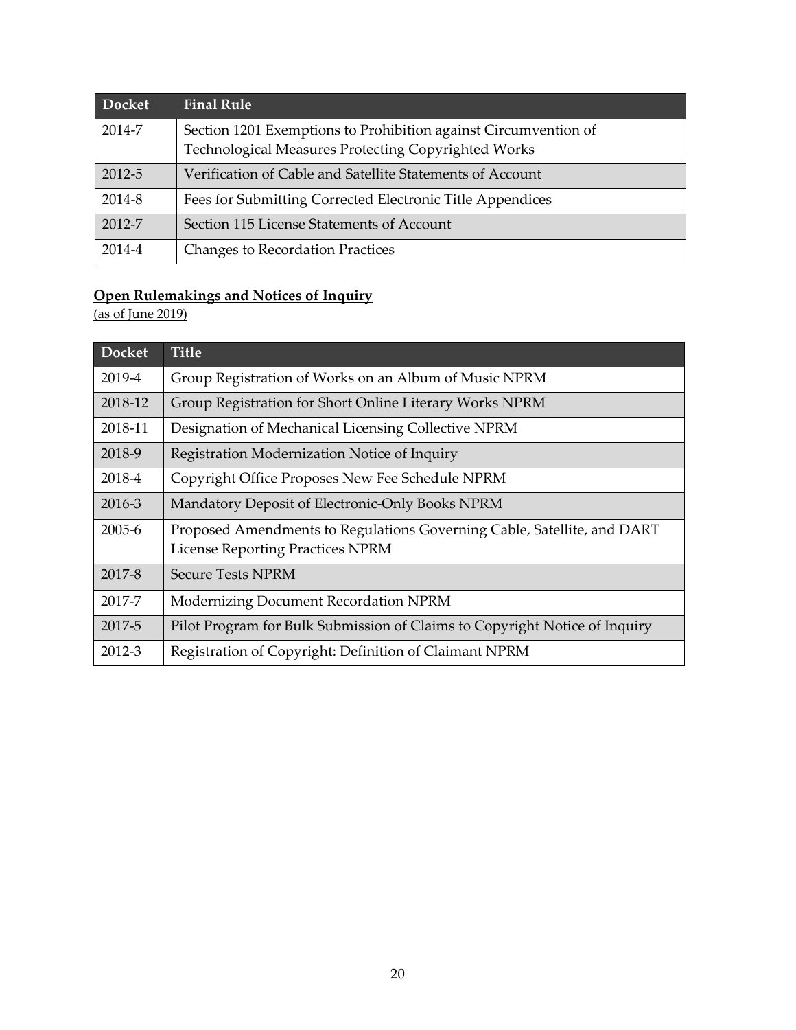| Docket | Final Rule |
|---|---|
| 2014-7 | Section 1201 Exemptions to Prohibition against Circumvention of Technological Measures Protecting Copyrighted Works |
| 2012-5 | Verification of Cable and Satellite Statements of Account |
| 2014-8 | Fees for Submitting Corrected Electronic Title Appendices |
| 2012-7 | Section 115 License Statements of Account |
| 2014-4 | Changes to Recordation Practices |

**Open Rulemakings and Notices of Inquiry**
(as of June 2019)

| Docket | Title |
|---|---|
| 2019-4 | Group Registration of Works on an Album of Music NPRM |
| 2018-12 | Group Registration for Short Online Literary Works NPRM |
| 2018-11 | Designation of Mechanical Licensing Collective NPRM |
| 2018-9 | Registration Modernization Notice of Inquiry |
| 2018-4 | Copyright Office Proposes New Fee Schedule NPRM |
| 2016-3 | Mandatory Deposit of Electronic-Only Books NPRM |
| 2005-6 | Proposed Amendments to Regulations Governing Cable, Satellite, and DART License Reporting Practices NPRM |
| 2017-8 | Secure Tests NPRM |
| 2017-7 | Modernizing Document Recordation NPRM |
| 2017-5 | Pilot Program for Bulk Submission of Claims to Copyright Notice of Inquiry |
| 2012-3 | Registration of Copyright: Definition of Claimant NPRM |